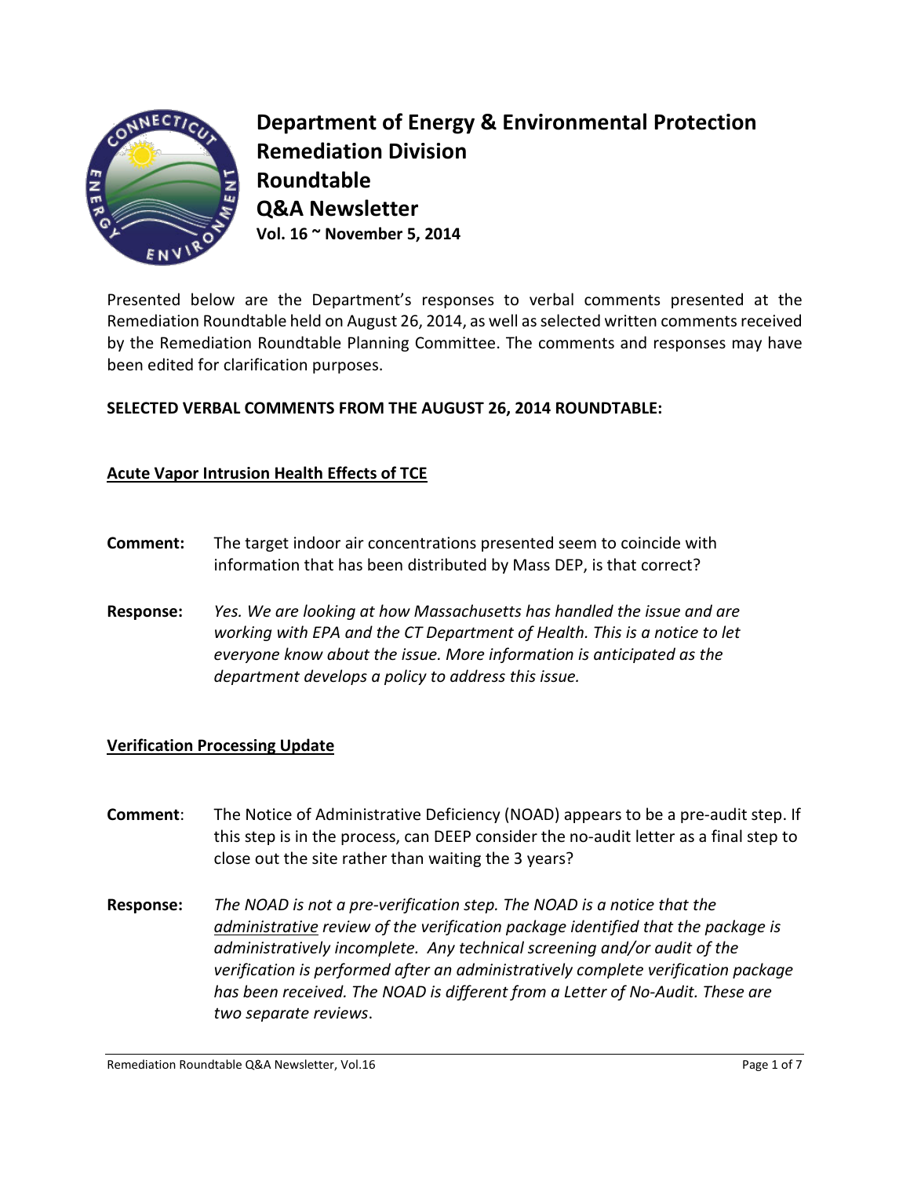# Department of Energy & Environmental Protection
# Remediation Division
# Roundtable
# Q&A Newsletter

**Vol. 16 ~ November 5, 2014**

Presented below are the Department's responses to verbal comments presented at the Remediation Roundtable held on August 26, 2014, as well as selected written comments received by the Remediation Roundtable Planning Committee. The comments and responses may have been edited for clarification purposes.

**SELECTED VERBAL COMMENTS FROM THE AUGUST 26, 2014 ROUNDTABLE:**

## Acute Vapor Intrusion Health Effects of TCE

**Comment:** The target indoor air concentrations presented seem to coincide with information that has been distributed by Mass DEP, is that correct?

**Response:** *Yes. We are looking at how Massachusetts has handled the issue and are working with EPA and the CT Department of Health. This is a notice to let everyone know about the issue. More information is anticipated as the department develops a policy to address this issue.*

## Verification Processing Update

**Comment**: The Notice of Administrative Deficiency (NOAD) appears to be a pre-audit step. If this step is in the process, can DEEP consider the no-audit letter as a final step to close out the site rather than waiting the 3 years?

**Response:** *The NOAD is not a pre-verification step. The NOAD is a notice that the administrative review of the verification package identified that the package is administratively incomplete. Any technical screening and/or audit of the verification is performed after an administratively complete verification package has been received. The NOAD is different from a Letter of No-Audit. These are two separate reviews.*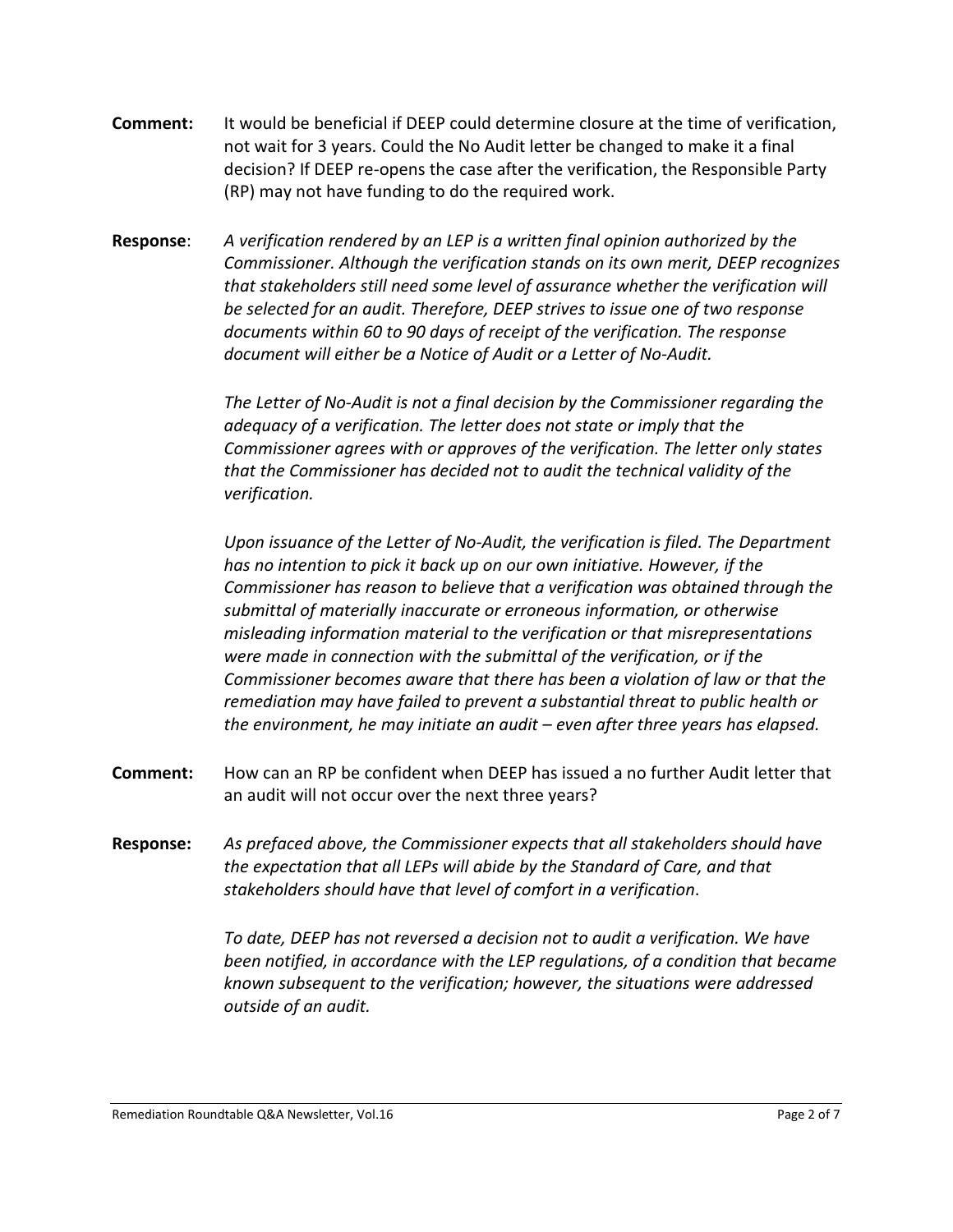**Comment:** It would be beneficial if DEEP could determine closure at the time of verification, not wait for 3 years. Could the No Audit letter be changed to make it a final decision? If DEEP re-opens the case after the verification, the Responsible Party (RP) may not have funding to do the required work.

**Response**: *A verification rendered by an LEP is a written final opinion authorized by the Commissioner. Although the verification stands on its own merit, DEEP recognizes that stakeholders still need some level of assurance whether the verification will be selected for an audit. Therefore, DEEP strives to issue one of two response documents within 60 to 90 days of receipt of the verification. The response document will either be a Notice of Audit or a Letter of No-Audit.*

*The Letter of No-Audit is not a final decision by the Commissioner regarding the adequacy of a verification. The letter does not state or imply that the Commissioner agrees with or approves of the verification. The letter only states that the Commissioner has decided not to audit the technical validity of the verification.*

*Upon issuance of the Letter of No-Audit, the verification is filed. The Department has no intention to pick it back up on our own initiative. However, if the Commissioner has reason to believe that a verification was obtained through the submittal of materially inaccurate or erroneous information, or otherwise misleading information material to the verification or that misrepresentations were made in connection with the submittal of the verification, or if the Commissioner becomes aware that there has been a violation of law or that the remediation may have failed to prevent a substantial threat to public health or the environment, he may initiate an audit – even after three years has elapsed.*

**Comment:** How can an RP be confident when DEEP has issued a no further Audit letter that an audit will not occur over the next three years?

**Response:** *As prefaced above, the Commissioner expects that all stakeholders should have the expectation that all LEPs will abide by the Standard of Care, and that stakeholders should have that level of comfort in a verification*.

*To date, DEEP has not reversed a decision not to audit a verification. We have been notified, in accordance with the LEP regulations, of a condition that became known subsequent to the verification; however, the situations were addressed outside of an audit.*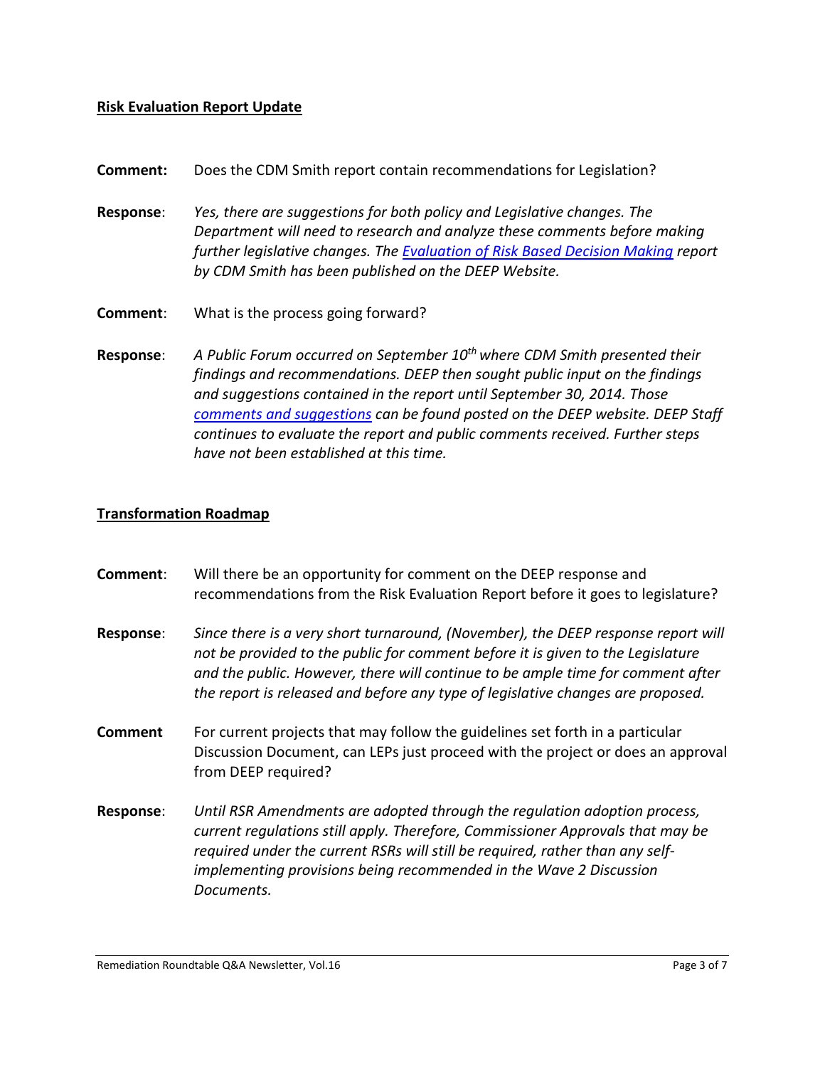## Risk Evaluation Report Update

**Comment:** Does the CDM Smith report contain recommendations for Legislation?

**Response**: *Yes, there are suggestions for both policy and Legislative changes. The Department will need to research and analyze these comments before making further legislative changes. The [Evaluation of Risk Based Decision Making] report by CDM Smith has been published on the DEEP Website.*

**Comment**: What is the process going forward?

**Response**: *A Public Forum occurred on September 10th where CDM Smith presented their findings and recommendations. DEEP then sought public input on the findings and suggestions contained in the report until September 30, 2014. Those [comments and suggestions] can be found posted on the DEEP website. DEEP Staff continues to evaluate the report and public comments received. Further steps have not been established at this time.*

## Transformation Roadmap

**Comment**: Will there be an opportunity for comment on the DEEP response and recommendations from the Risk Evaluation Report before it goes to legislature?

**Response**: *Since there is a very short turnaround, (November), the DEEP response report will not be provided to the public for comment before it is given to the Legislature and the public. However, there will continue to be ample time for comment after the report is released and before any type of legislative changes are proposed.*

**Comment** For current projects that may follow the guidelines set forth in a particular Discussion Document, can LEPs just proceed with the project or does an approval from DEEP required?

**Response**: *Until RSR Amendments are adopted through the regulation adoption process, current regulations still apply. Therefore, Commissioner Approvals that may be required under the current RSRs will still be required, rather than any self-implementing provisions being recommended in the Wave 2 Discussion Documents.*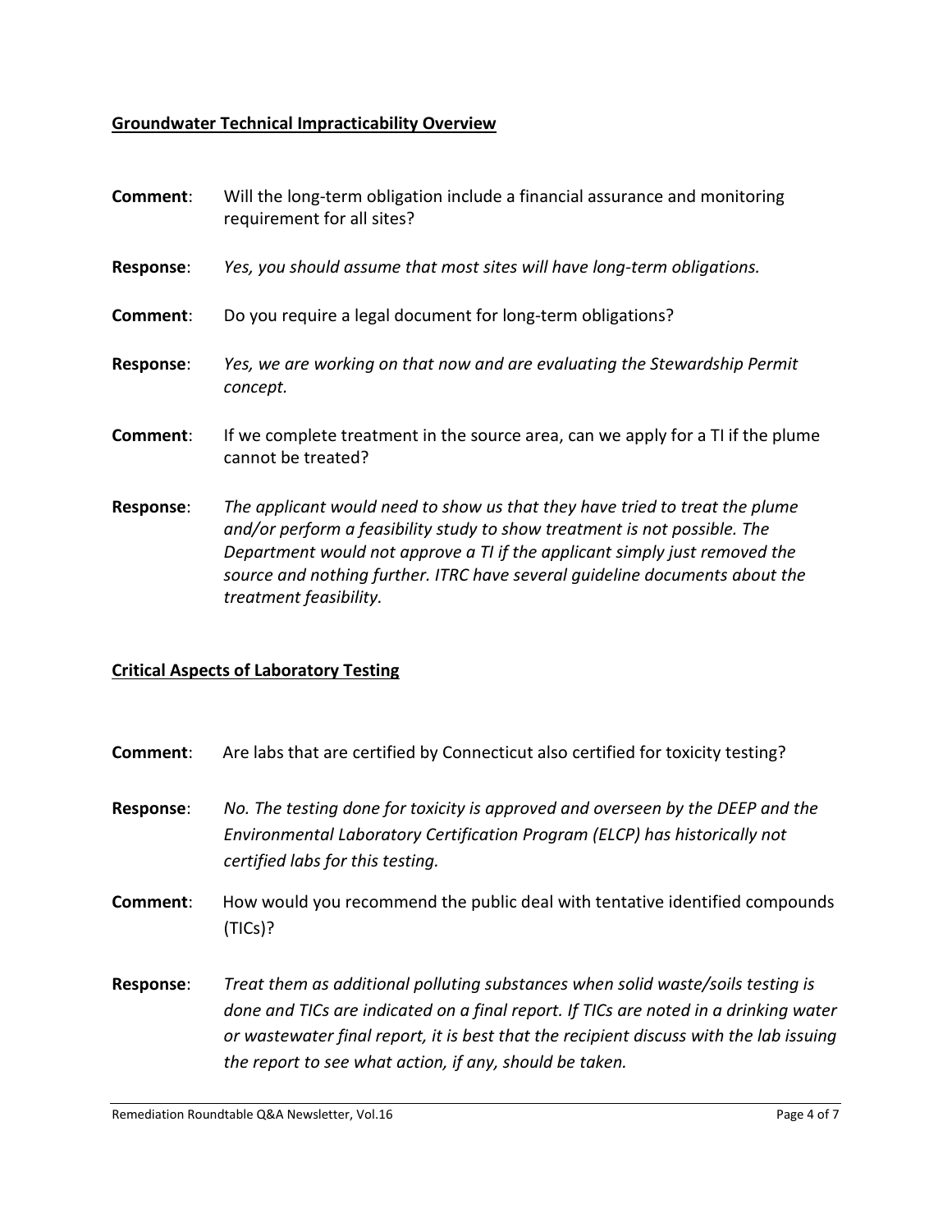## Groundwater Technical Impracticability Overview

**Comment**: Will the long-term obligation include a financial assurance and monitoring requirement for all sites?

**Response**: *Yes, you should assume that most sites will have long-term obligations.*

**Comment**: Do you require a legal document for long-term obligations?

**Response**: *Yes, we are working on that now and are evaluating the Stewardship Permit concept.*

**Comment**: If we complete treatment in the source area, can we apply for a TI if the plume cannot be treated?

**Response**: *The applicant would need to show us that they have tried to treat the plume and/or perform a feasibility study to show treatment is not possible. The Department would not approve a TI if the applicant simply just removed the source and nothing further. ITRC have several guideline documents about the treatment feasibility.*

## Critical Aspects of Laboratory Testing

**Comment**: Are labs that are certified by Connecticut also certified for toxicity testing?

**Response**: *No. The testing done for toxicity is approved and overseen by the DEEP and the Environmental Laboratory Certification Program (ELCP) has historically not certified labs for this testing.*

**Comment**: How would you recommend the public deal with tentative identified compounds (TICs)?

**Response**: *Treat them as additional polluting substances when solid waste/soils testing is done and TICs are indicated on a final report. If TICs are noted in a drinking water or wastewater final report, it is best that the recipient discuss with the lab issuing the report to see what action, if any, should be taken.*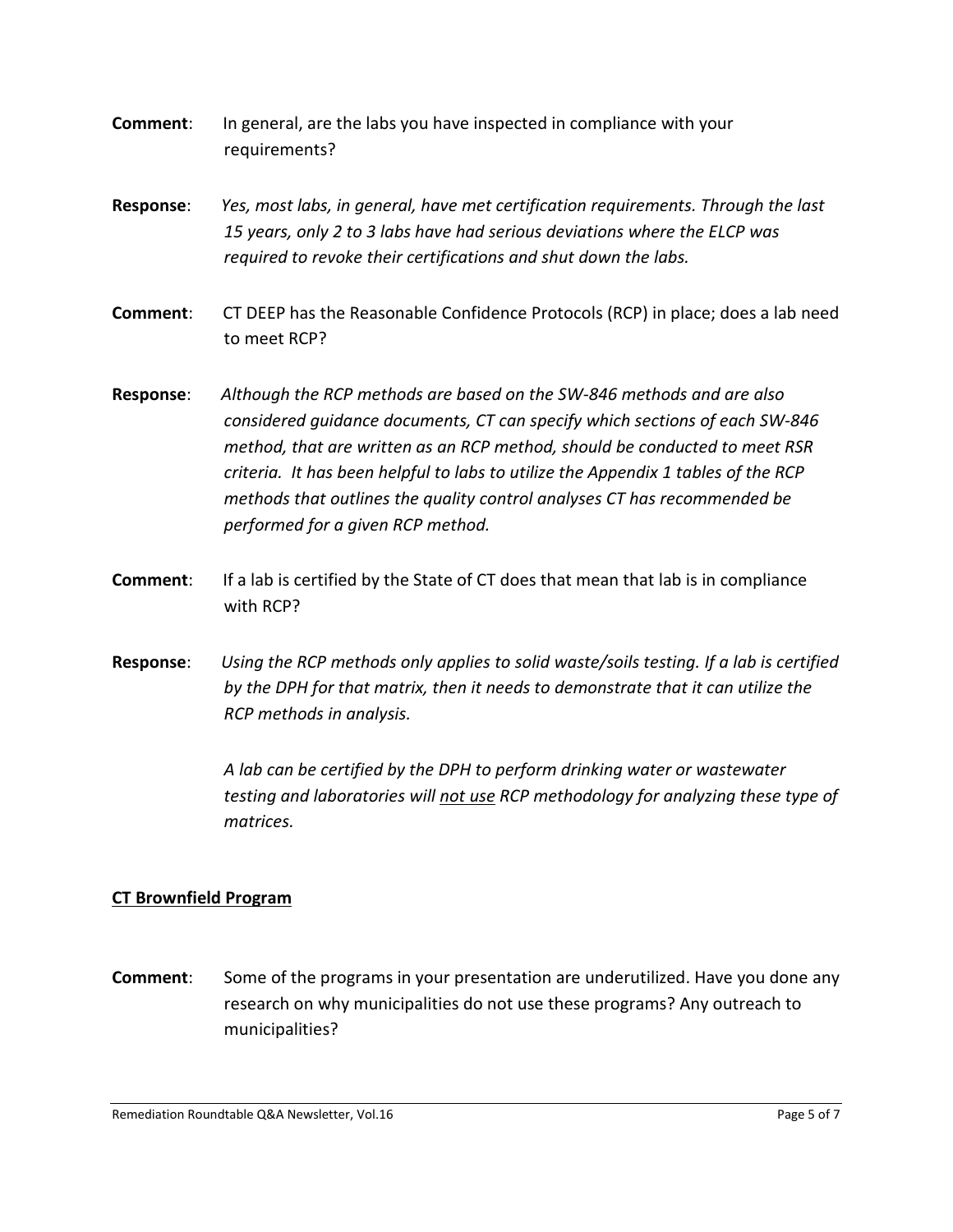**Comment**: In general, are the labs you have inspected in compliance with your requirements?

**Response**: *Yes, most labs, in general, have met certification requirements. Through the last 15 years, only 2 to 3 labs have had serious deviations where the ELCP was required to revoke their certifications and shut down the labs.*

**Comment**: CT DEEP has the Reasonable Confidence Protocols (RCP) in place; does a lab need to meet RCP?

**Response**: *Although the RCP methods are based on the SW-846 methods and are also considered guidance documents, CT can specify which sections of each SW-846 method, that are written as an RCP method, should be conducted to meet RSR criteria. It has been helpful to labs to utilize the Appendix 1 tables of the RCP methods that outlines the quality control analyses CT has recommended be performed for a given RCP method.*

**Comment**: If a lab is certified by the State of CT does that mean that lab is in compliance with RCP?

**Response**: *Using the RCP methods only applies to solid waste/soils testing. If a lab is certified by the DPH for that matrix, then it needs to demonstrate that it can utilize the RCP methods in analysis.*

*A lab can be certified by the DPH to perform drinking water or wastewater testing and laboratories will <u>not use</u> RCP methodology for analyzing these type of matrices.*

## <u>CT Brownfield Program</u>

**Comment**: Some of the programs in your presentation are underutilized. Have you done any research on why municipalities do not use these programs? Any outreach to municipalities?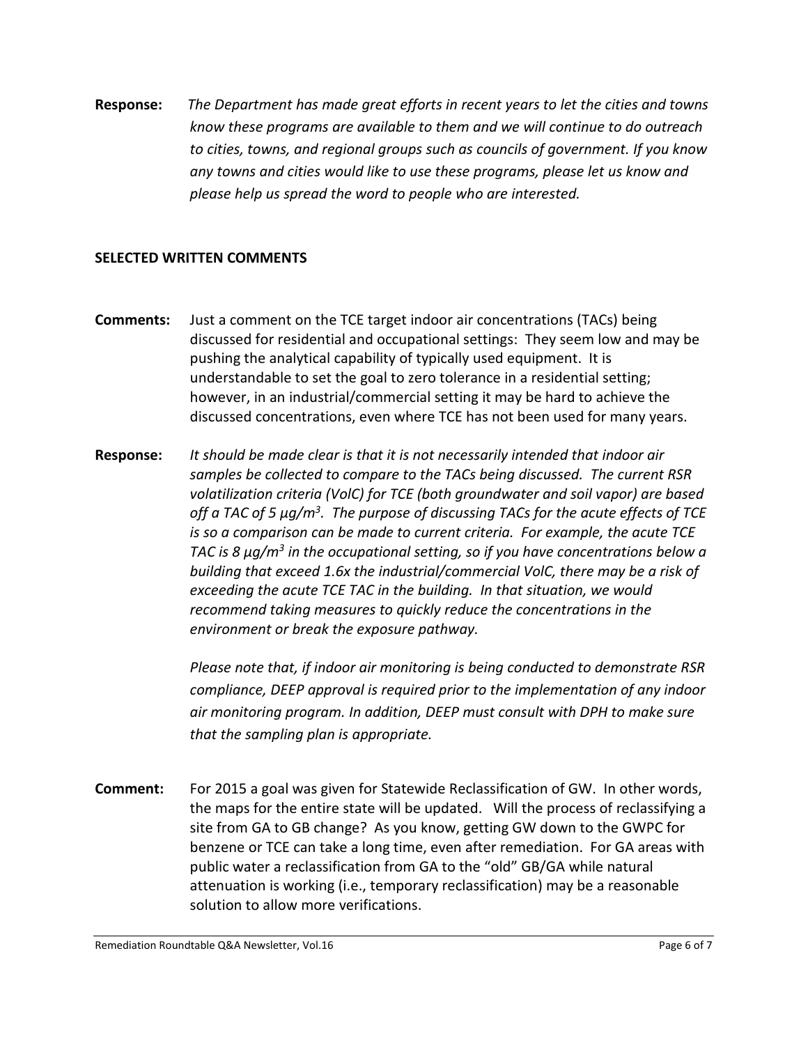**Response:** *The Department has made great efforts in recent years to let the cities and towns know these programs are available to them and we will continue to do outreach to cities, towns, and regional groups such as councils of government. If you know any towns and cities would like to use these programs, please let us know and please help us spread the word to people who are interested.*

**SELECTED WRITTEN COMMENTS**

**Comments:** Just a comment on the TCE target indoor air concentrations (TACs) being discussed for residential and occupational settings: They seem low and may be pushing the analytical capability of typically used equipment. It is understandable to set the goal to zero tolerance in a residential setting; however, in an industrial/commercial setting it may be hard to achieve the discussed concentrations, even where TCE has not been used for many years.

**Response:** *It should be made clear is that it is not necessarily intended that indoor air samples be collected to compare to the TACs being discussed. The current RSR volatilization criteria (VolC) for TCE (both groundwater and soil vapor) are based off a TAC of 5 µg/m$^3$. The purpose of discussing TACs for the acute effects of TCE is so a comparison can be made to current criteria. For example, the acute TCE TAC is 8 µg/m$^3$ in the occupational setting, so if you have concentrations below a building that exceed 1.6x the industrial/commercial VolC, there may be a risk of exceeding the acute TCE TAC in the building. In that situation, we would recommend taking measures to quickly reduce the concentrations in the environment or break the exposure pathway.*

*Please note that, if indoor air monitoring is being conducted to demonstrate RSR compliance, DEEP approval is required prior to the implementation of any indoor air monitoring program. In addition, DEEP must consult with DPH to make sure that the sampling plan is appropriate.*

**Comment:** For 2015 a goal was given for Statewide Reclassification of GW. In other words, the maps for the entire state will be updated. Will the process of reclassifying a site from GA to GB change? As you know, getting GW down to the GWPC for benzene or TCE can take a long time, even after remediation. For GA areas with public water a reclassification from GA to the "old" GB/GA while natural attenuation is working (i.e., temporary reclassification) may be a reasonable solution to allow more verifications.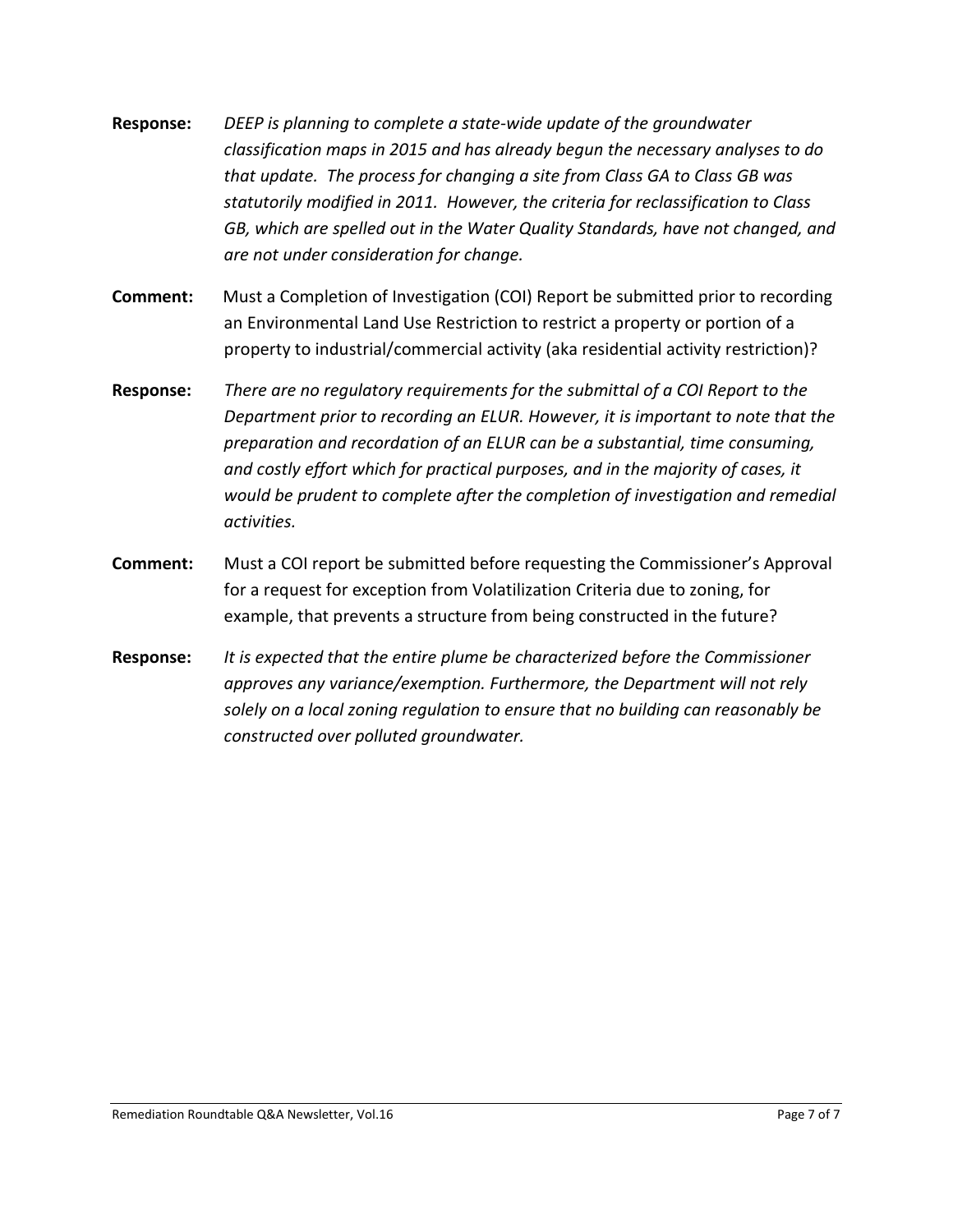**Response:** *DEEP is planning to complete a state-wide update of the groundwater classification maps in 2015 and has already begun the necessary analyses to do that update. The process for changing a site from Class GA to Class GB was statutorily modified in 2011. However, the criteria for reclassification to Class GB, which are spelled out in the Water Quality Standards, have not changed, and are not under consideration for change.*

**Comment:** Must a Completion of Investigation (COI) Report be submitted prior to recording an Environmental Land Use Restriction to restrict a property or portion of a property to industrial/commercial activity (aka residential activity restriction)?

**Response:** *There are no regulatory requirements for the submittal of a COI Report to the Department prior to recording an ELUR. However, it is important to note that the preparation and recordation of an ELUR can be a substantial, time consuming, and costly effort which for practical purposes, and in the majority of cases, it would be prudent to complete after the completion of investigation and remedial activities.*

**Comment:** Must a COI report be submitted before requesting the Commissioner's Approval for a request for exception from Volatilization Criteria due to zoning, for example, that prevents a structure from being constructed in the future?

**Response:** *It is expected that the entire plume be characterized before the Commissioner approves any variance/exemption. Furthermore, the Department will not rely solely on a local zoning regulation to ensure that no building can reasonably be constructed over polluted groundwater.*